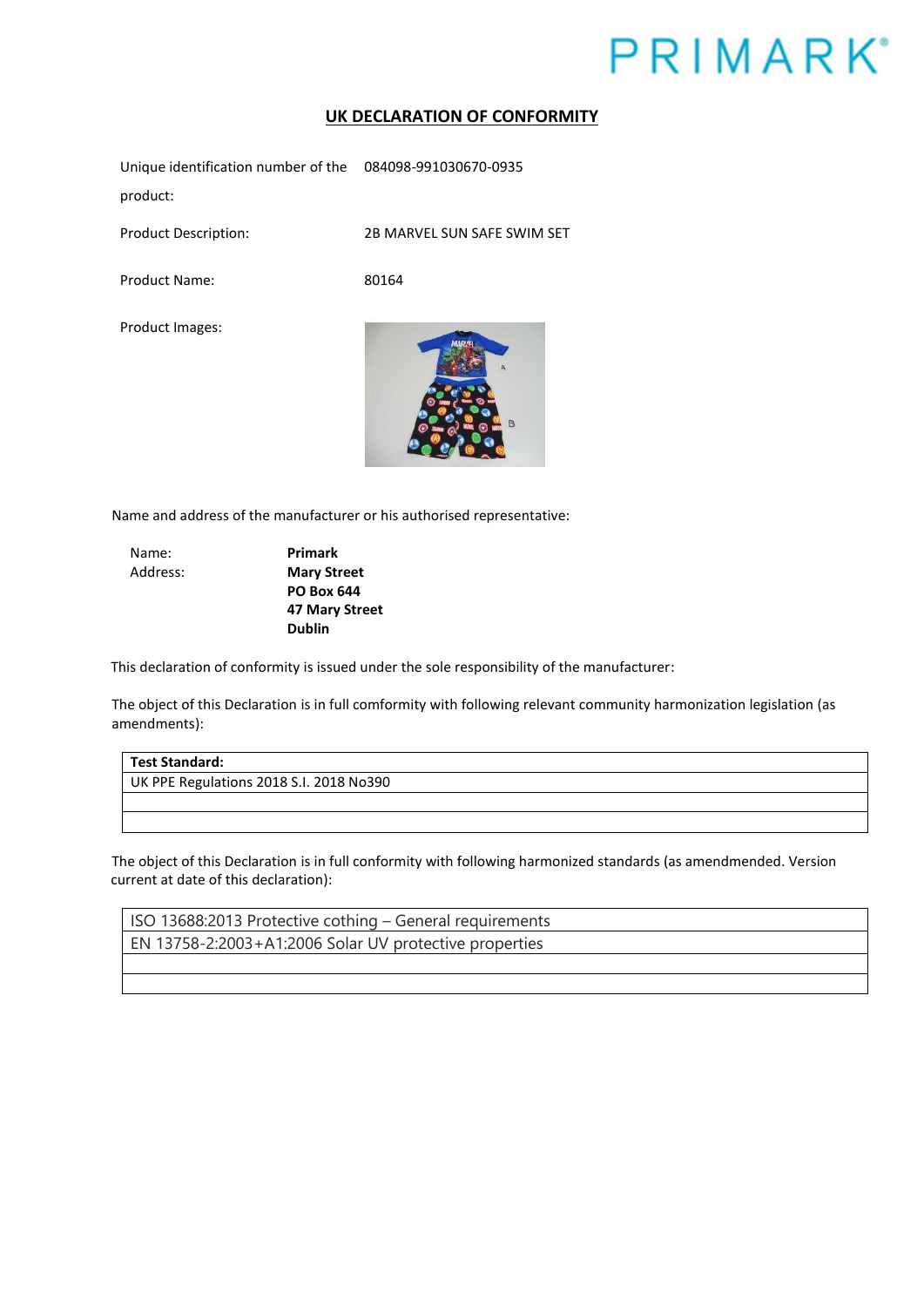PRIMARK

# UK DECLARATION OF CONFORMITY

| | |
|---|---|
| Unique identification number of the product: | 084098-991030670-0935 |
| Product Description: | 2B MARVEL SUN SAFE SWIM SET |
| Product Name: | 80164 |
| Product Images: | |

Name and address of the manufacturer or his authorised representative:

| | |
|---|---|
| Name: | **Primark** |
| Address: | **Mary Street**<br>**PO Box 644**<br>**47 Mary Street**<br>**Dublin** |

This declaration of conformity is issued under the sole responsibility of the manufacturer:

The object of this Declaration is in full comformity with following relevant community harmonization legislation (as amendments):

| **Test Standard:** |
|---|
| UK PPE Regulations 2018 S.I. 2018 No390 |
| |
| |

The object of this Declaration is in full conformity with following harmonized standards (as amendmended. Version current at date of this declaration):

| |
|---|
| ISO 13688:2013 Protective cothing – General requirements |
| EN 13758-2:2003+A1:2006 Solar UV protective properties |
| |
| |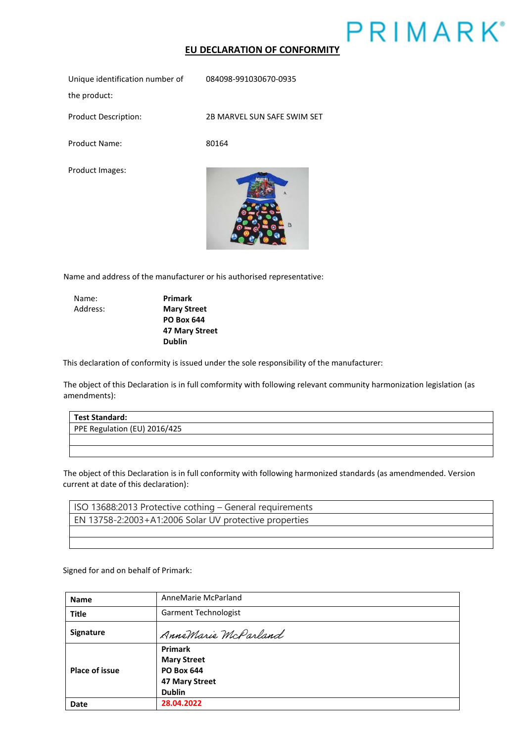PRIMARK

# EU DECLARATION OF CONFORMITY

| | |
|---|---|
| Unique identification number of the product: | 084098-991030670-0935 |
| Product Description: | 2B MARVEL SUN SAFE SWIM SET |
| Product Name: | 80164 |
| Product Images: | |

Name and address of the manufacturer or his authorised representative:

| | |
|---|---|
| Name: | **Primark** |
| Address: | **Mary Street**<br>**PO Box 644**<br>**47 Mary Street**<br>**Dublin** |

This declaration of conformity is issued under the sole responsibility of the manufacturer:

The object of this Declaration is in full comformity with following relevant community harmonization legislation (as amendments):

| **Test Standard:** |
|---|
| PPE Regulation (EU) 2016/425 |
| |
| |

The object of this Declaration is in full conformity with following harmonized standards (as amendmended. Version current at date of this declaration):

| |
|---|
| ISO 13688:2013 Protective cothing – General requirements |
| EN 13758-2:2003+A1:2006 Solar UV protective properties |
| |
| |

Signed for and on behalf of Primark:

| | |
|---|---|
| **Name** | AnneMarie McParland |
| **Title** | Garment Technologist |
| **Signature** | AnneMarie McParland |
| **Place of issue** | **Primark**<br>**Mary Street**<br>**PO Box 644**<br>**47 Mary Street**<br>**Dublin** |
| **Date** | **28.04.2022** |